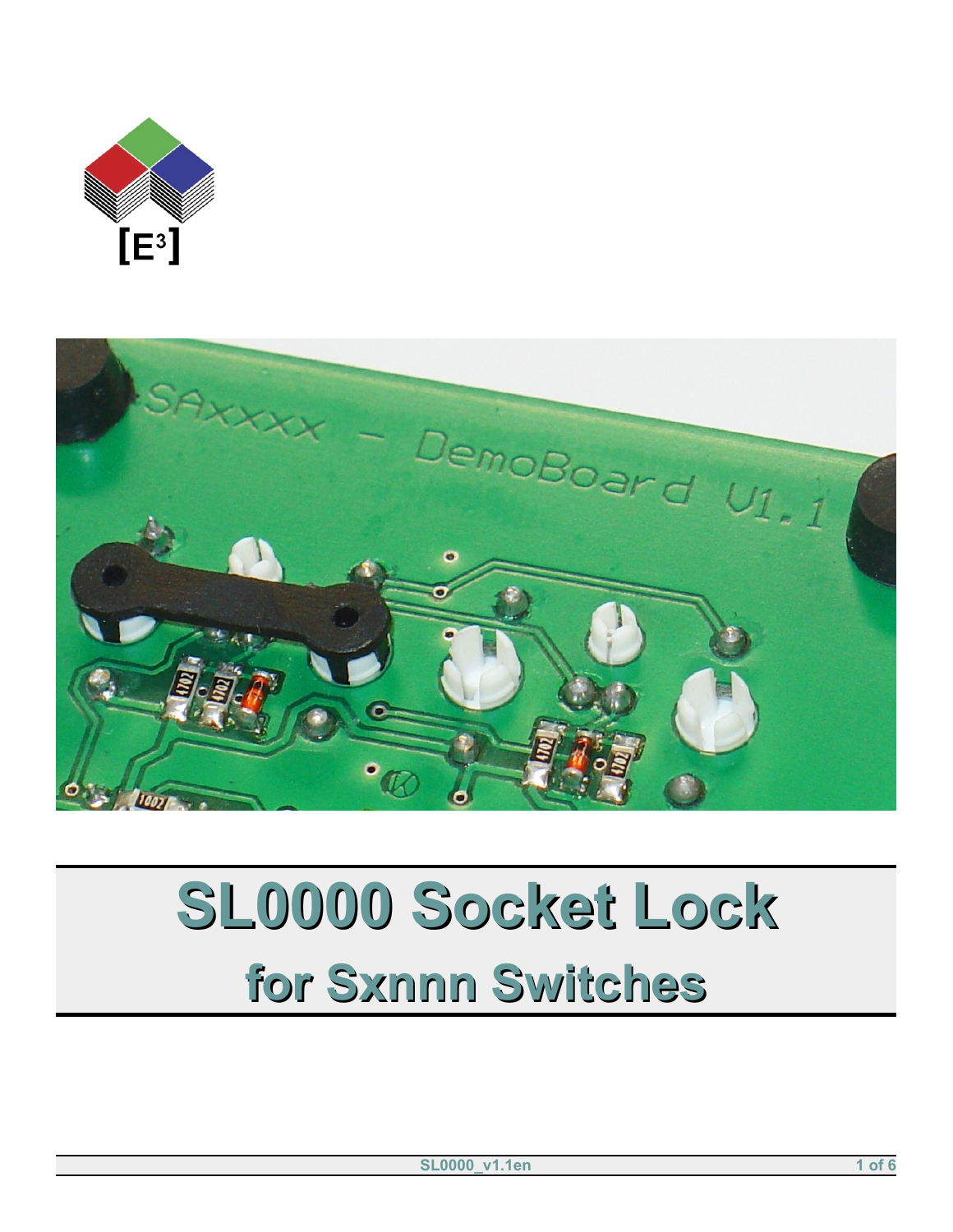# SL0000 Socket Lock

## for Sxnnn Switches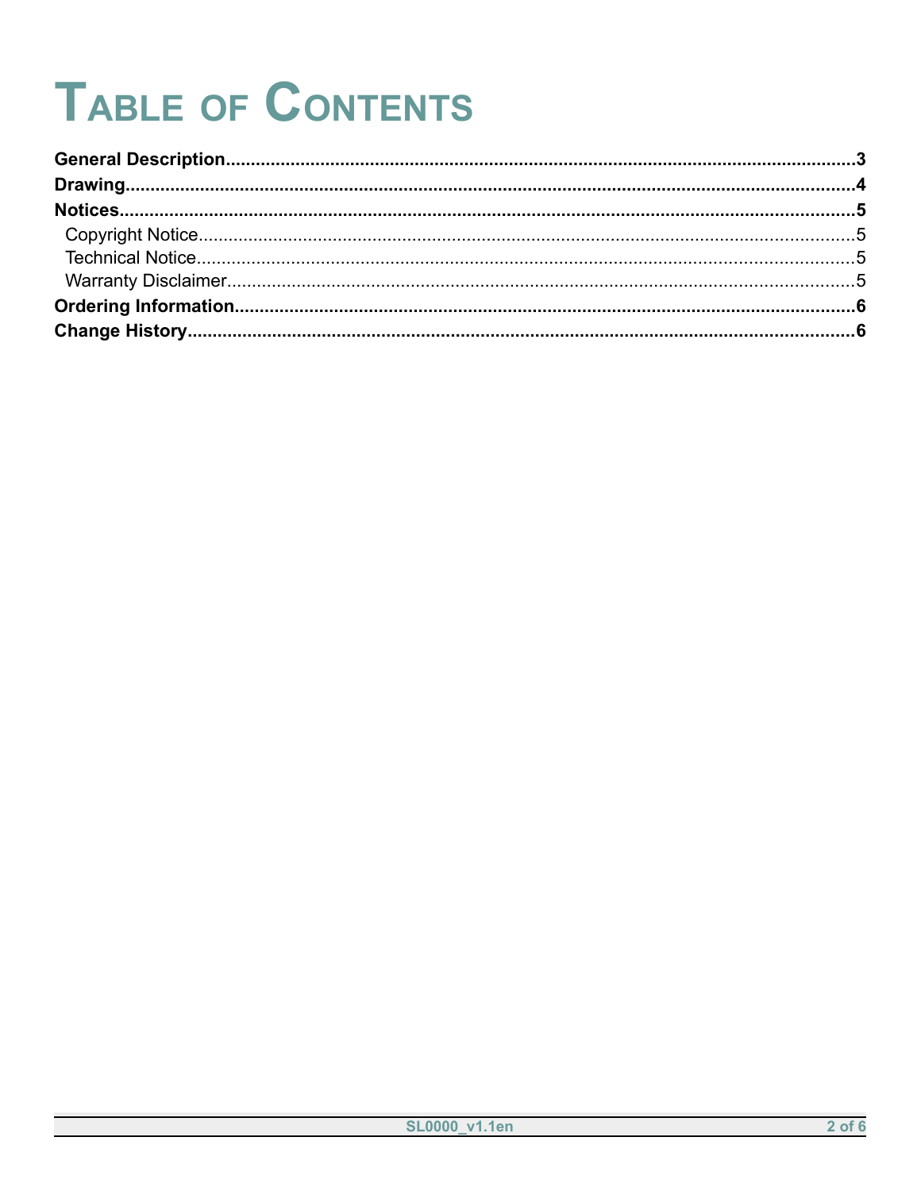# Table of Contents

**General Description**.....3

**Drawing**.....4

**Notices**.....5

- Copyright Notice.....5
- Technical Notice.....5
- Warranty Disclaimer.....5

**Ordering Information**.....6

**Change History**.....6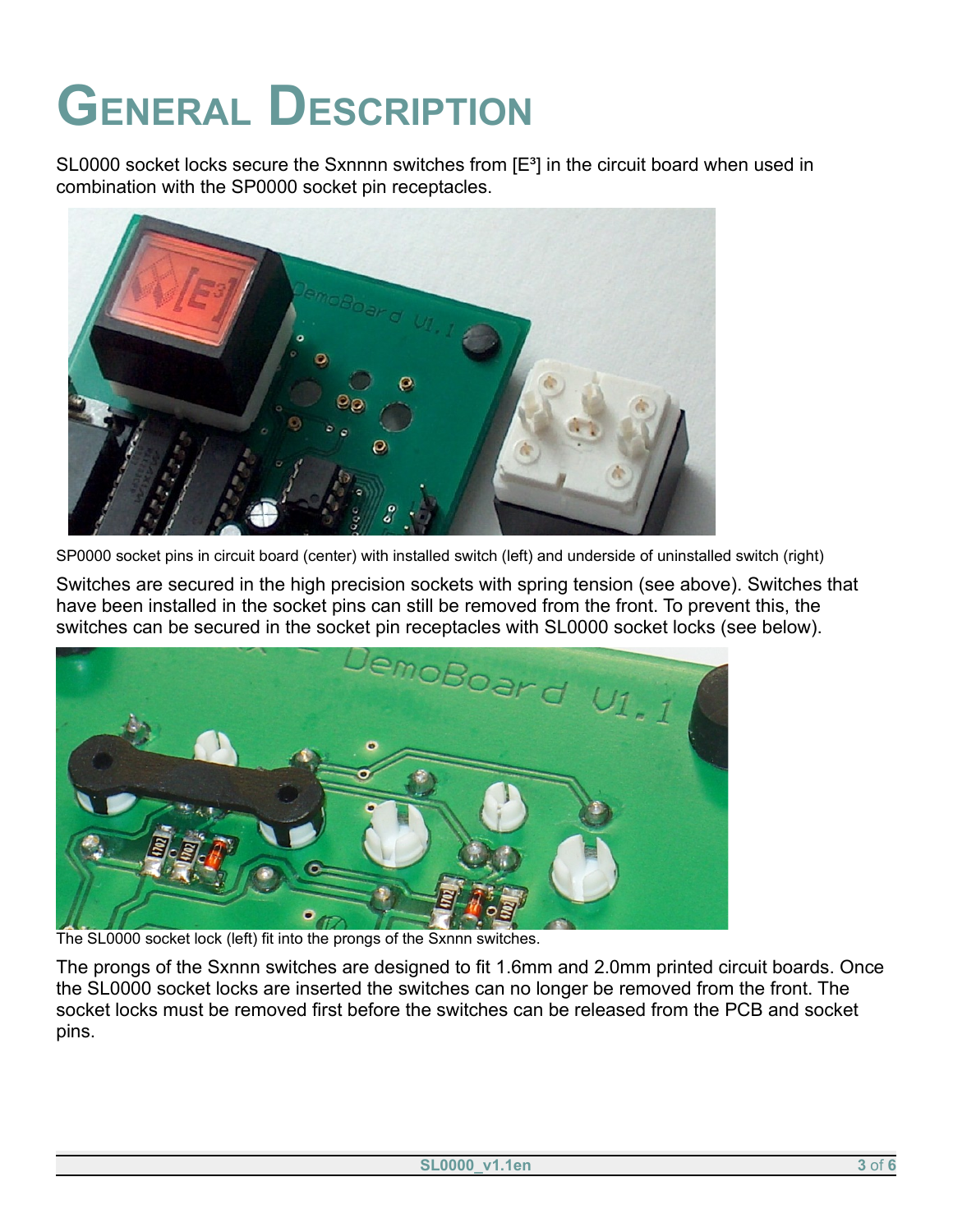# General Description

SL0000 socket locks secure the Sxnnnn switches from [E³] in the circuit board when used in combination with the SP0000 socket pin receptacles.

SP0000 socket pins in circuit board (center) with installed switch (left) and underside of uninstalled switch (right)

Switches are secured in the high precision sockets with spring tension (see above). Switches that have been installed in the socket pins can still be removed from the front. To prevent this, the switches can be secured in the socket pin receptacles with SL0000 socket locks (see below).

The SL0000 socket lock (left) fit into the prongs of the Sxnnn switches.

The prongs of the Sxnnn switches are designed to fit 1.6mm and 2.0mm printed circuit boards. Once the SL0000 socket locks are inserted the switches can no longer be removed from the front. The socket locks must be removed first before the switches can be released from the PCB and socket pins.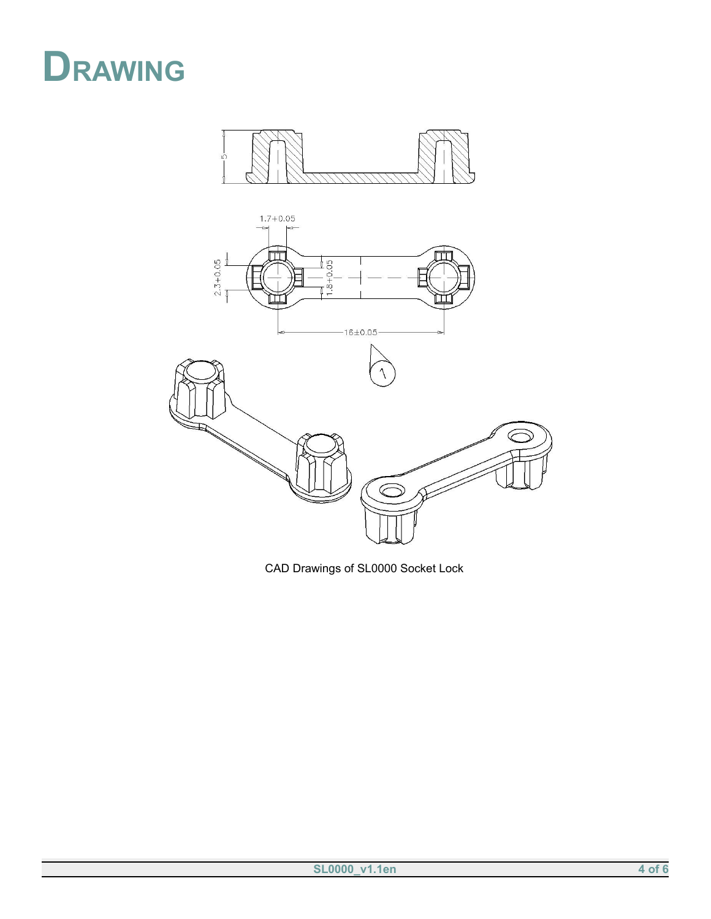# DRAWING

CAD Drawings of SL0000 Socket Lock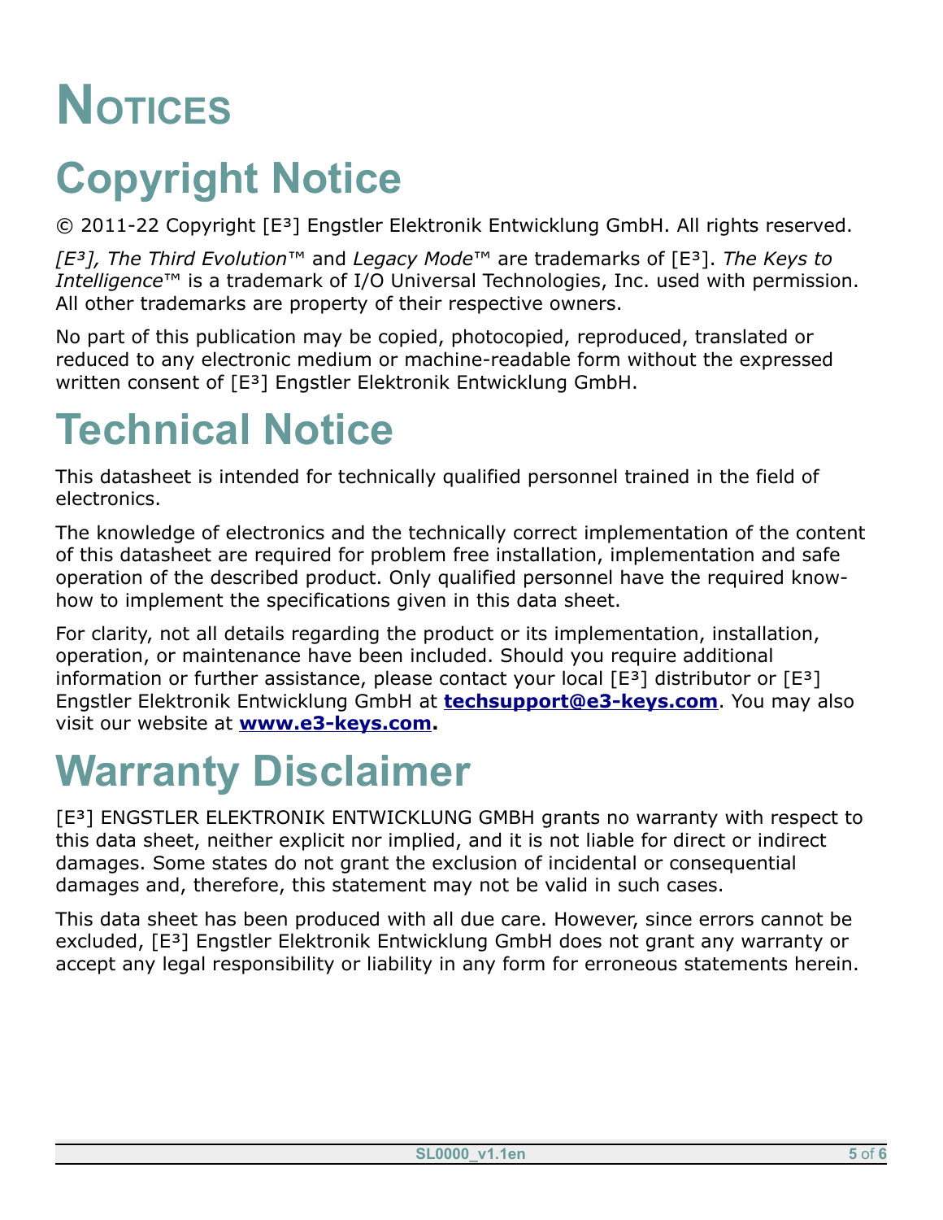# Notices

## Copyright Notice

© 2011-22 Copyright [E³] Engstler Elektronik Entwicklung GmbH. All rights reserved.

*[E³], The Third Evolution*™ and *Legacy Mode*™ are trademarks of [E³]. *The Keys to Intelligence*™ is a trademark of I/O Universal Technologies, Inc. used with permission. All other trademarks are property of their respective owners.

No part of this publication may be copied, photocopied, reproduced, translated or reduced to any electronic medium or machine-readable form without the expressed written consent of [E³] Engstler Elektronik Entwicklung GmbH.

## Technical Notice

This datasheet is intended for technically qualified personnel trained in the field of electronics.

The knowledge of electronics and the technically correct implementation of the content of this datasheet are required for problem free installation, implementation and safe operation of the described product. Only qualified personnel have the required know-how to implement the specifications given in this data sheet.

For clarity, not all details regarding the product or its implementation, installation, operation, or maintenance have been included. Should you require additional information or further assistance, please contact your local [E³] distributor or [E³] Engstler Elektronik Entwicklung GmbH at **techsupport@e3-keys.com**. You may also visit our website at **www.e3-keys.com.**

## Warranty Disclaimer

[E³] ENGSTLER ELEKTRONIK ENTWICKLUNG GMBH grants no warranty with respect to this data sheet, neither explicit nor implied, and it is not liable for direct or indirect damages. Some states do not grant the exclusion of incidental or consequential damages and, therefore, this statement may not be valid in such cases.

This data sheet has been produced with all due care. However, since errors cannot be excluded, [E³] Engstler Elektronik Entwicklung GmbH does not grant any warranty or accept any legal responsibility or liability in any form for erroneous statements herein.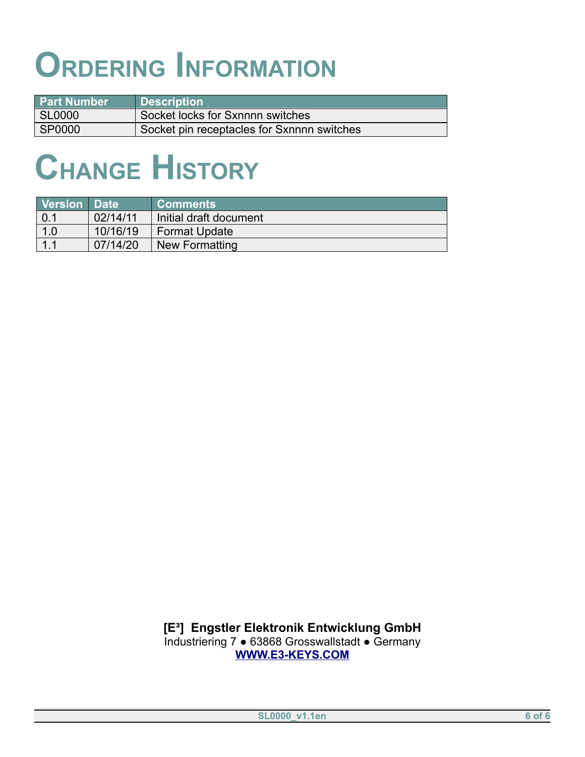# Ordering Information

| Part Number | Description |
|---|---|
| SL0000 | Socket locks for Sxnnnn switches |
| SP0000 | Socket pin receptacles for Sxnnnn switches |

# Change History

| Version | Date | Comments |
|---|---|---|
| 0.1 | 02/14/11 | Initial draft document |
| 1.0 | 10/16/19 | Format Update |
| 1.1 | 07/14/20 | New Formatting |

**[E³] Engstler Elektronik Entwicklung GmbH**
Industriering 7 ● 63868 Grosswallstadt ● Germany
**WWW.E3-KEYS.COM**